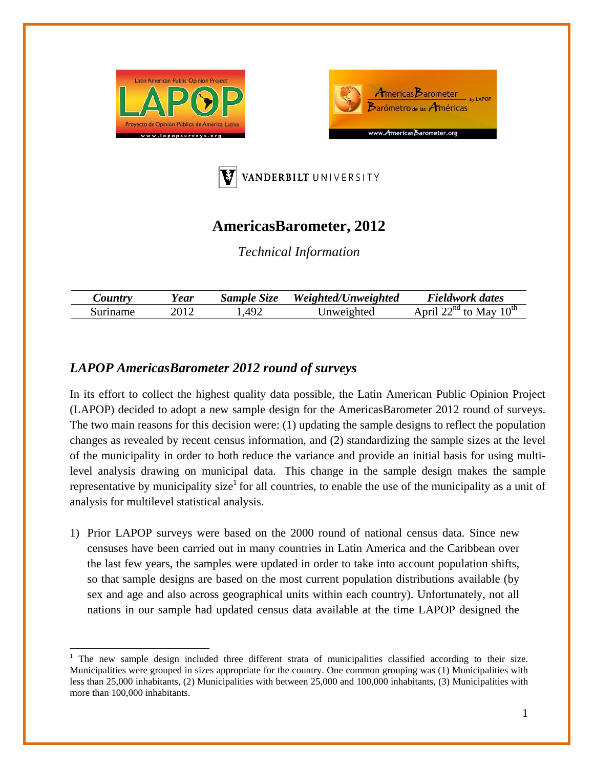# AmericasBarometer, 2012

*Technical Information*

| *Country* | *Year* | *Sample Size* | *Weighted/Unweighted* | *Fieldwork dates* |
|---|---|---|---|---|
| Suriname | 2012 | 1,492 | Unweighted | April 22nd to May 10th |

## *LAPOP AmericasBarometer 2012 round of surveys*

In its effort to collect the highest quality data possible, the Latin American Public Opinion Project (LAPOP) decided to adopt a new sample design for the AmericasBarometer 2012 round of surveys. The two main reasons for this decision were: (1) updating the sample designs to reflect the population changes as revealed by recent census information, and (2) standardizing the sample sizes at the level of the municipality in order to both reduce the variance and provide an initial basis for using multi-level analysis drawing on municipal data. This change in the sample design makes the sample representative by municipality size[1] for all countries, to enable the use of the municipality as a unit of analysis for multilevel statistical analysis.

1) Prior LAPOP surveys were based on the 2000 round of national census data. Since new censuses have been carried out in many countries in Latin America and the Caribbean over the last few years, the samples were updated in order to take into account population shifts, so that sample designs are based on the most current population distributions available (by sex and age and also across geographical units within each country). Unfortunately, not all nations in our sample had updated census data available at the time LAPOP designed the

[1] The new sample design included three different strata of municipalities classified according to their size. Municipalities were grouped in sizes appropriate for the country. One common grouping was (1) Municipalities with less than 25,000 inhabitants, (2) Municipalities with between 25,000 and 100,000 inhabitants, (3) Municipalities with more than 100,000 inhabitants.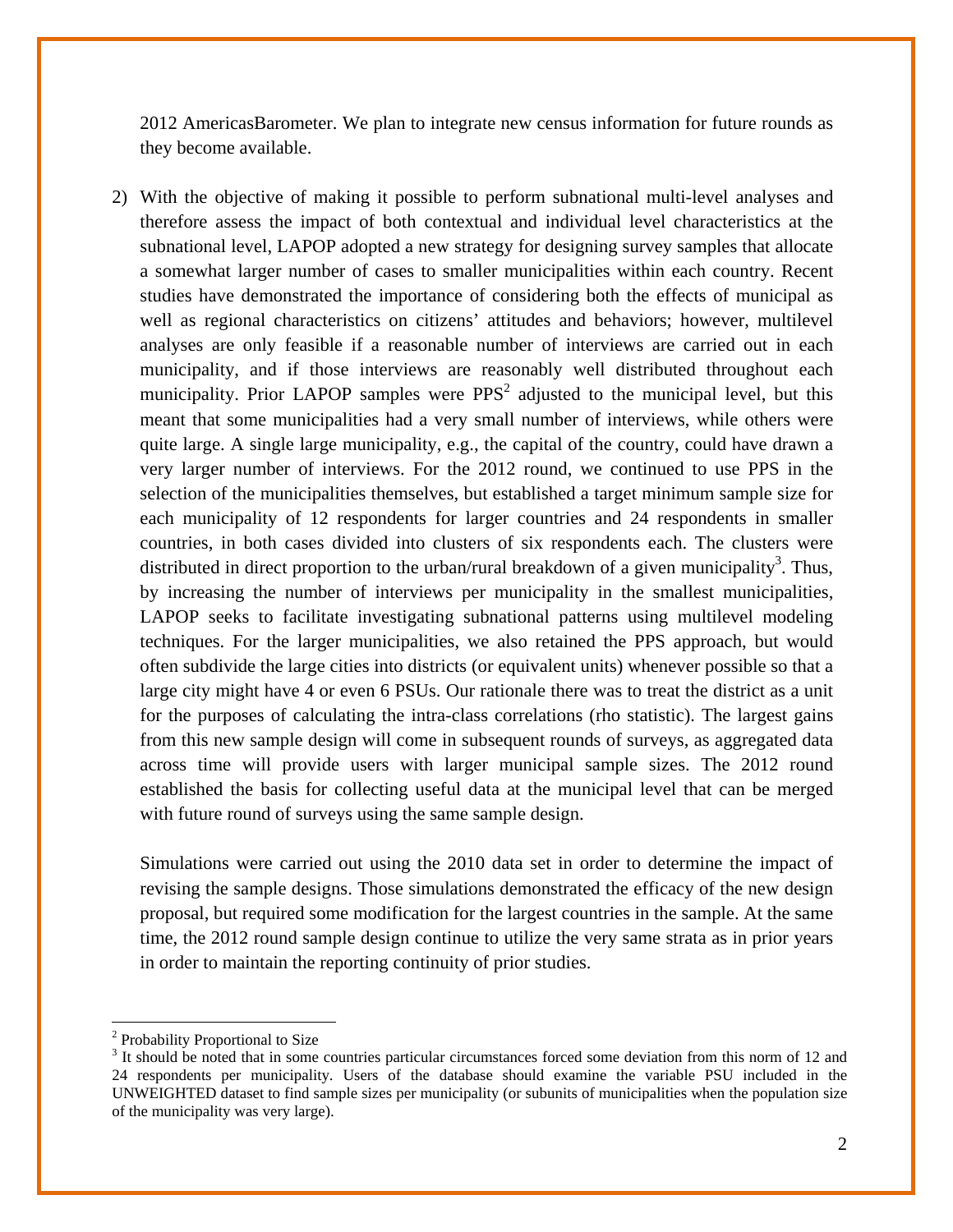2012 AmericasBarometer. We plan to integrate new census information for future rounds as they become available.

2) With the objective of making it possible to perform subnational multi-level analyses and therefore assess the impact of both contextual and individual level characteristics at the subnational level, LAPOP adopted a new strategy for designing survey samples that allocate a somewhat larger number of cases to smaller municipalities within each country. Recent studies have demonstrated the importance of considering both the effects of municipal as well as regional characteristics on citizens' attitudes and behaviors; however, multilevel analyses are only feasible if a reasonable number of interviews are carried out in each municipality, and if those interviews are reasonably well distributed throughout each municipality. Prior LAPOP samples were PPS[2] adjusted to the municipal level, but this meant that some municipalities had a very small number of interviews, while others were quite large. A single large municipality, e.g., the capital of the country, could have drawn a very larger number of interviews. For the 2012 round, we continued to use PPS in the selection of the municipalities themselves, but established a target minimum sample size for each municipality of 12 respondents for larger countries and 24 respondents in smaller countries, in both cases divided into clusters of six respondents each. The clusters were distributed in direct proportion to the urban/rural breakdown of a given municipality[3]. Thus, by increasing the number of interviews per municipality in the smallest municipalities, LAPOP seeks to facilitate investigating subnational patterns using multilevel modeling techniques. For the larger municipalities, we also retained the PPS approach, but would often subdivide the large cities into districts (or equivalent units) whenever possible so that a large city might have 4 or even 6 PSUs. Our rationale there was to treat the district as a unit for the purposes of calculating the intra-class correlations (rho statistic). The largest gains from this new sample design will come in subsequent rounds of surveys, as aggregated data across time will provide users with larger municipal sample sizes. The 2012 round established the basis for collecting useful data at the municipal level that can be merged with future round of surveys using the same sample design.

   Simulations were carried out using the 2010 data set in order to determine the impact of revising the sample designs. Those simulations demonstrated the efficacy of the new design proposal, but required some modification for the largest countries in the sample. At the same time, the 2012 round sample design continue to utilize the very same strata as in prior years in order to maintain the reporting continuity of prior studies.

---

[2] Probability Proportional to Size

[3] It should be noted that in some countries particular circumstances forced some deviation from this norm of 12 and 24 respondents per municipality. Users of the database should examine the variable PSU included in the UNWEIGHTED dataset to find sample sizes per municipality (or subunits of municipalities when the population size of the municipality was very large).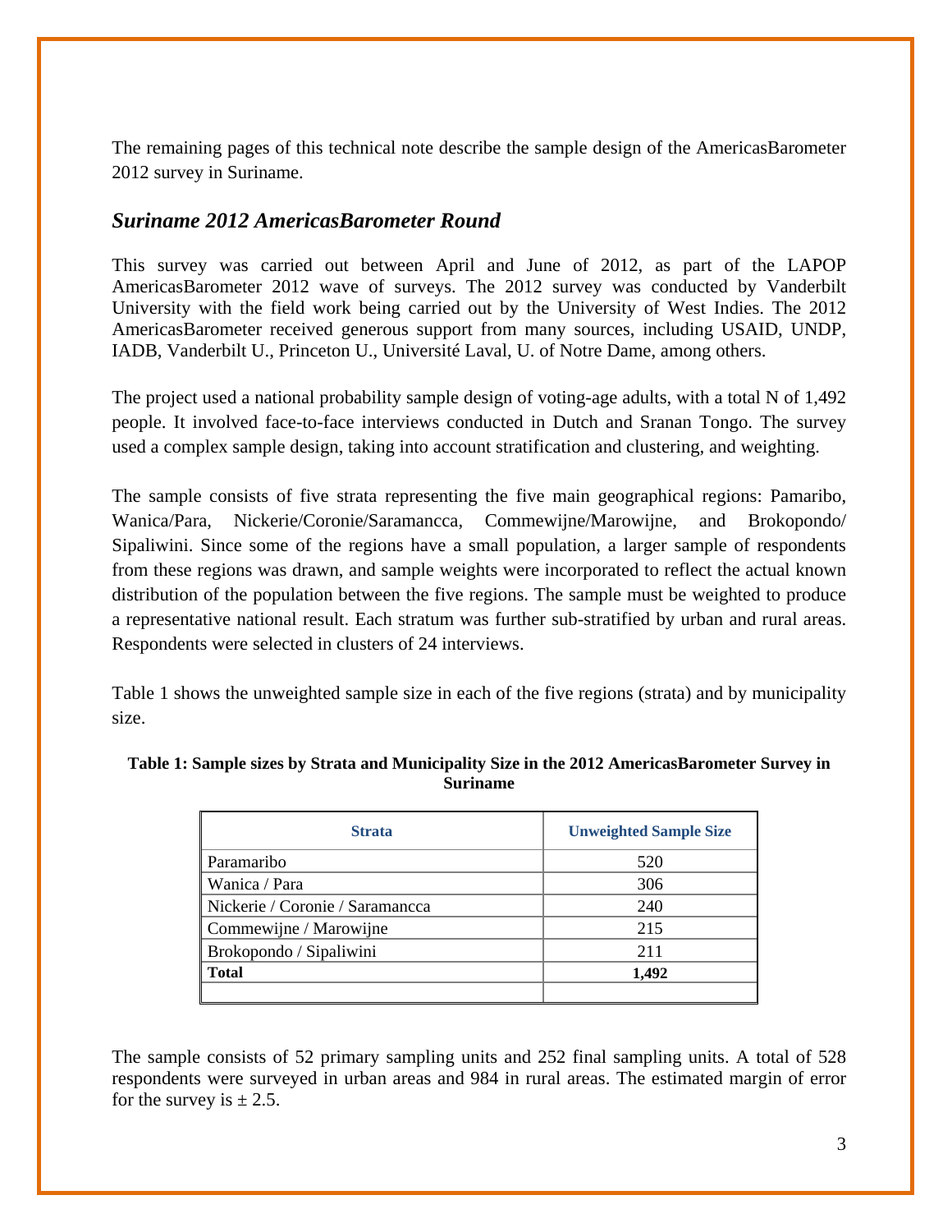The remaining pages of this technical note describe the sample design of the AmericasBarometer 2012 survey in Suriname.

## *Suriname 2012 AmericasBarometer Round*

This survey was carried out between April and June of 2012, as part of the LAPOP AmericasBarometer 2012 wave of surveys. The 2012 survey was conducted by Vanderbilt University with the field work being carried out by the University of West Indies. The 2012 AmericasBarometer received generous support from many sources, including USAID, UNDP, IADB, Vanderbilt U., Princeton U., Université Laval, U. of Notre Dame, among others.

The project used a national probability sample design of voting-age adults, with a total N of 1,492 people. It involved face-to-face interviews conducted in Dutch and Sranan Tongo. The survey used a complex sample design, taking into account stratification and clustering, and weighting.

The sample consists of five strata representing the five main geographical regions: Pamaribo, Wanica/Para, Nickerie/Coronie/Saramancca, Commewijne/Marowijne, and Brokopondo/ Sipaliwini. Since some of the regions have a small population, a larger sample of respondents from these regions was drawn, and sample weights were incorporated to reflect the actual known distribution of the population between the five regions. The sample must be weighted to produce a representative national result. Each stratum was further sub-stratified by urban and rural areas. Respondents were selected in clusters of 24 interviews.

Table 1 shows the unweighted sample size in each of the five regions (strata) and by municipality size.

**Table 1: Sample sizes by Strata and Municipality Size in the 2012 AmericasBarometer Survey in Suriname**

| Strata | Unweighted Sample Size |
|---|---|
| Paramaribo | 520 |
| Wanica / Para | 306 |
| Nickerie / Coronie / Saramancca | 240 |
| Commewijne / Marowijne | 215 |
| Brokopondo / Sipaliwini | 211 |
| **Total** | **1,492** |
| | |

The sample consists of 52 primary sampling units and 252 final sampling units. A total of 528 respondents were surveyed in urban areas and 984 in rural areas. The estimated margin of error for the survey is ± 2.5.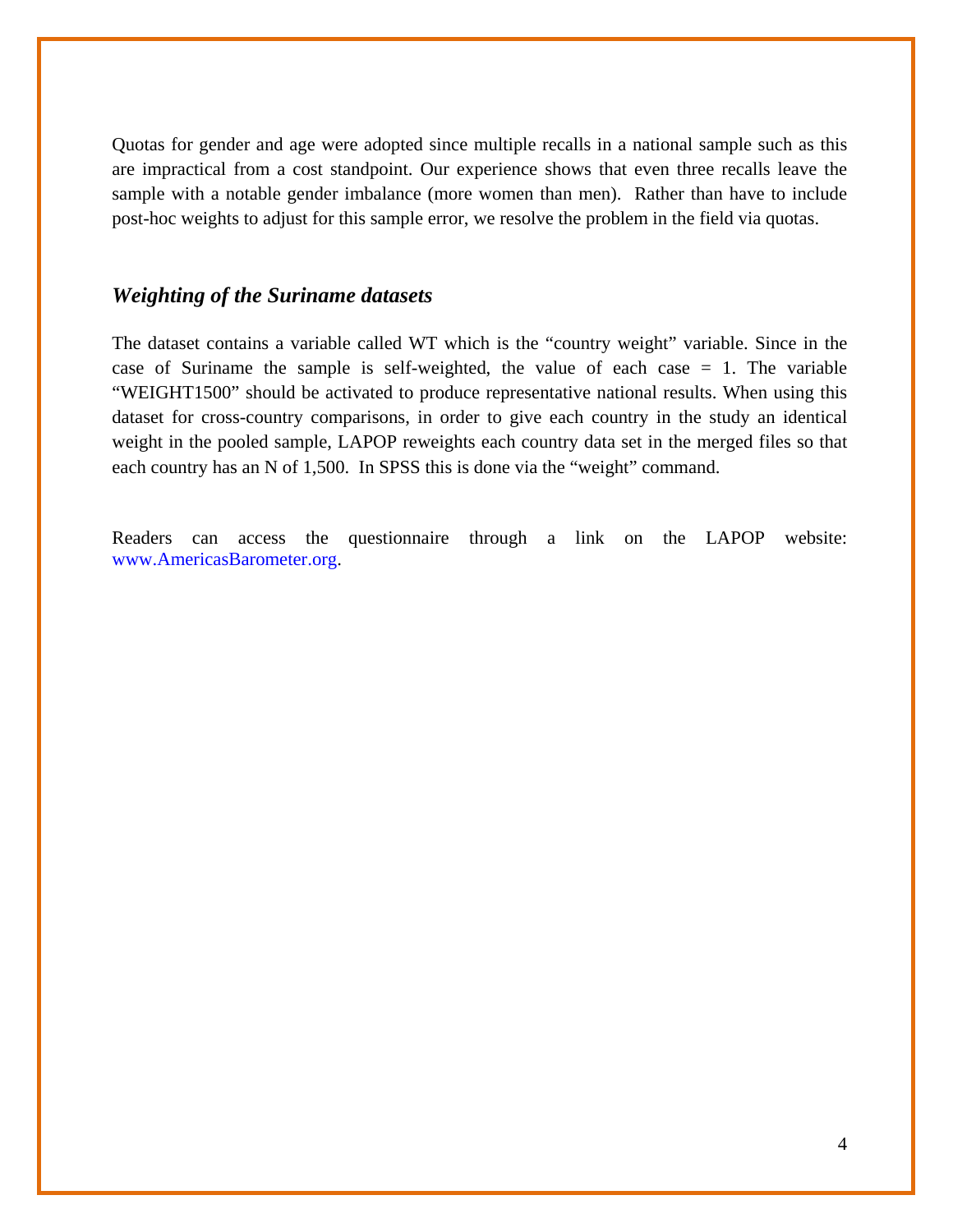Quotas for gender and age were adopted since multiple recalls in a national sample such as this are impractical from a cost standpoint. Our experience shows that even three recalls leave the sample with a notable gender imbalance (more women than men). Rather than have to include post-hoc weights to adjust for this sample error, we resolve the problem in the field via quotas.

### *Weighting of the Suriname datasets*

The dataset contains a variable called WT which is the "country weight" variable. Since in the case of Suriname the sample is self-weighted, the value of each case = 1. The variable "WEIGHT1500" should be activated to produce representative national results. When using this dataset for cross-country comparisons, in order to give each country in the study an identical weight in the pooled sample, LAPOP reweights each country data set in the merged files so that each country has an N of 1,500. In SPSS this is done via the "weight" command.

Readers can access the questionnaire through a link on the LAPOP website: www.AmericasBarometer.org.